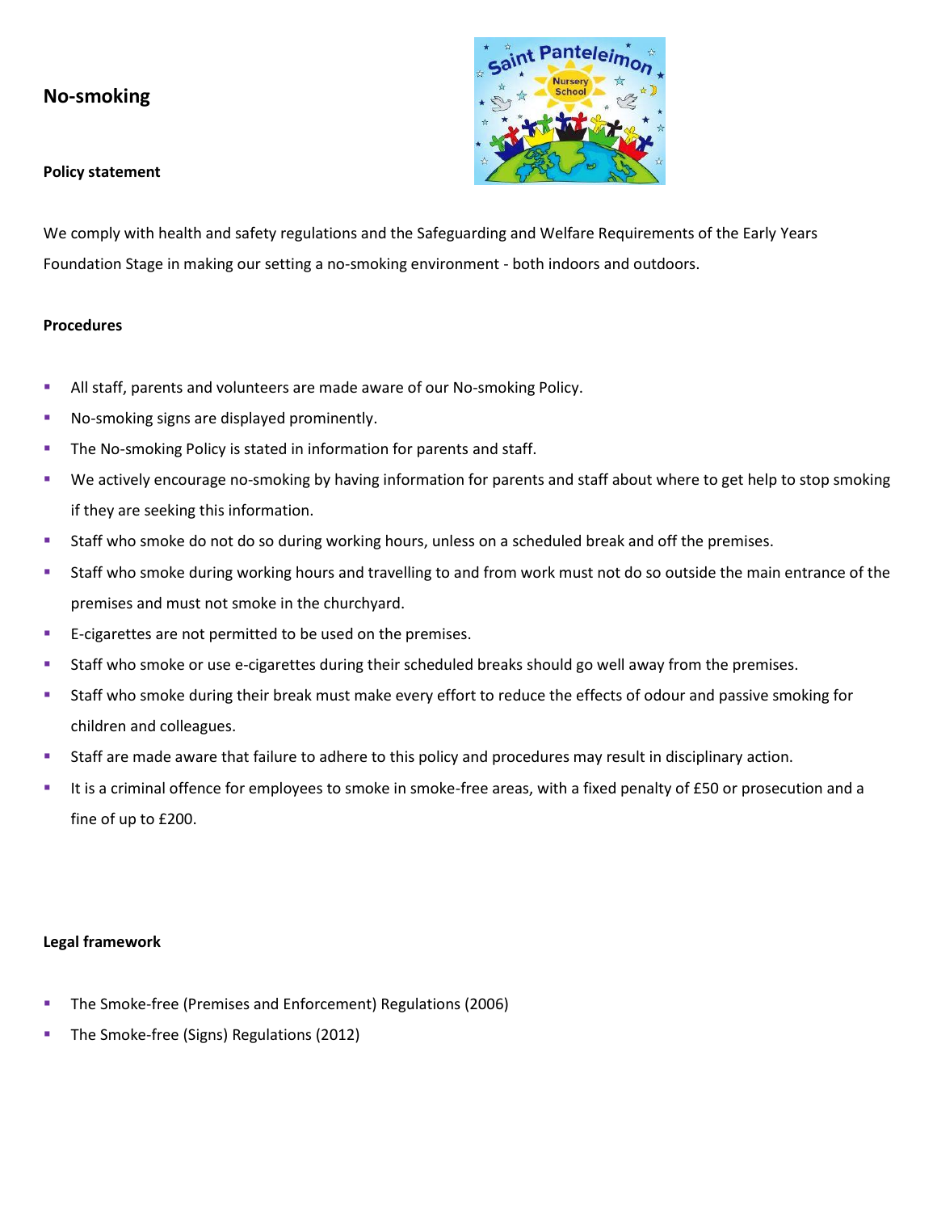# No-smoking

### Policy statement

We comply with health and safety regulations and the Safeguarding and Welfare Requirements of the Early Years Foundation Stage in making our setting a no-smoking environment - both indoors and outdoors.

### Procedures

- All staff, parents and volunteers are made aware of our No-smoking Policy.
- No-smoking signs are displayed prominently.
- The No-smoking Policy is stated in information for parents and staff.
- We actively encourage no-smoking by having information for parents and staff about where to get help to stop smoking if they are seeking this information.
- Staff who smoke do not do so during working hours, unless on a scheduled break and off the premises.
- Staff who smoke during working hours and travelling to and from work must not do so outside the main entrance of the premises and must not smoke in the churchyard.
- E-cigarettes are not permitted to be used on the premises.
- Staff who smoke or use e-cigarettes during their scheduled breaks should go well away from the premises.
- Staff who smoke during their break must make every effort to reduce the effects of odour and passive smoking for children and colleagues.
- Staff are made aware that failure to adhere to this policy and procedures may result in disciplinary action.
- It is a criminal offence for employees to smoke in smoke-free areas, with a fixed penalty of £50 or prosecution and a fine of up to £200.

### Legal framework

- The Smoke-free (Premises and Enforcement) Regulations (2006)
- The Smoke-free (Signs) Regulations (2012)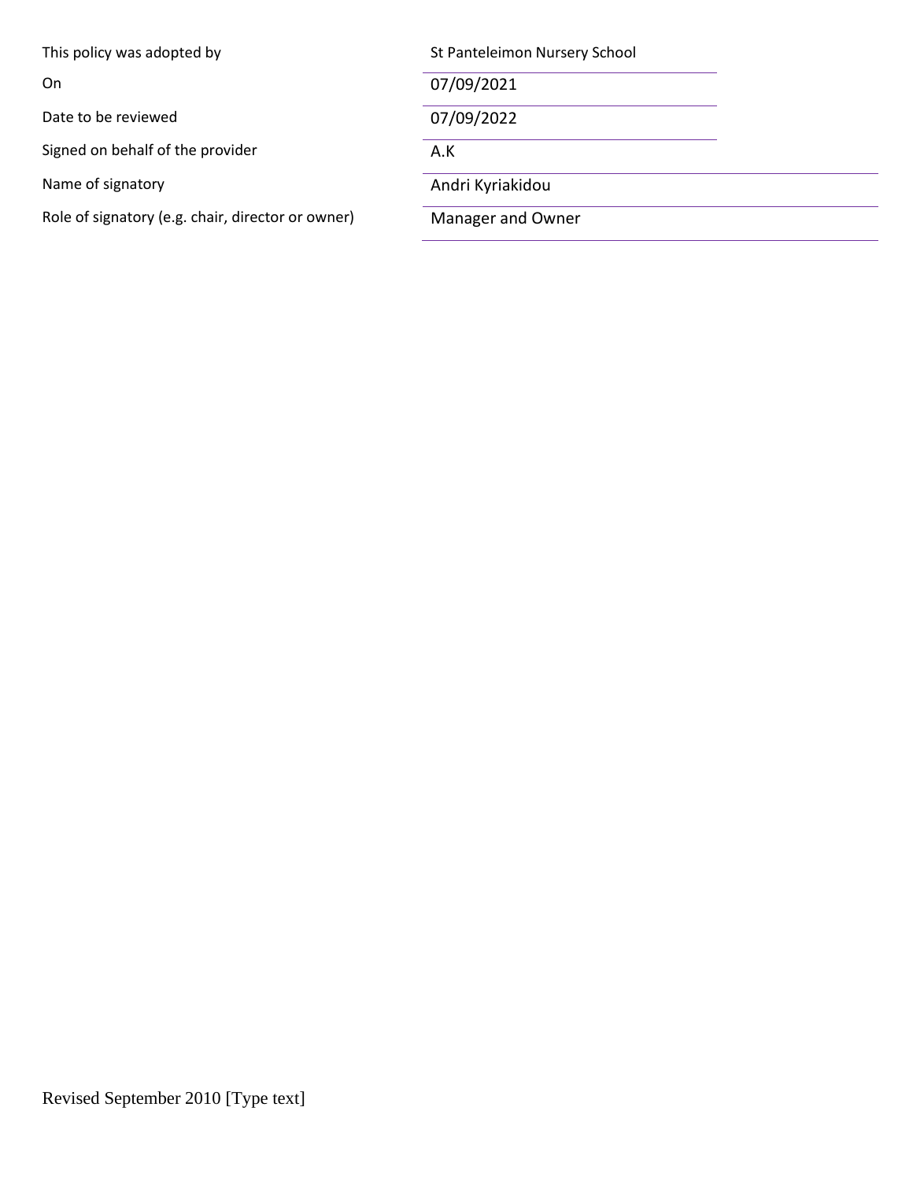| | |
|---|---|
| This policy was adopted by | St Panteleimon Nursery School |
| On | 07/09/2021 |
| Date to be reviewed | 07/09/2022 |
| Signed on behalf of the provider | A.K |
| Name of signatory | Andri Kyriakidou |
| Role of signatory (e.g. chair, director or owner) | Manager and Owner |

Revised September 2010 [Type text]